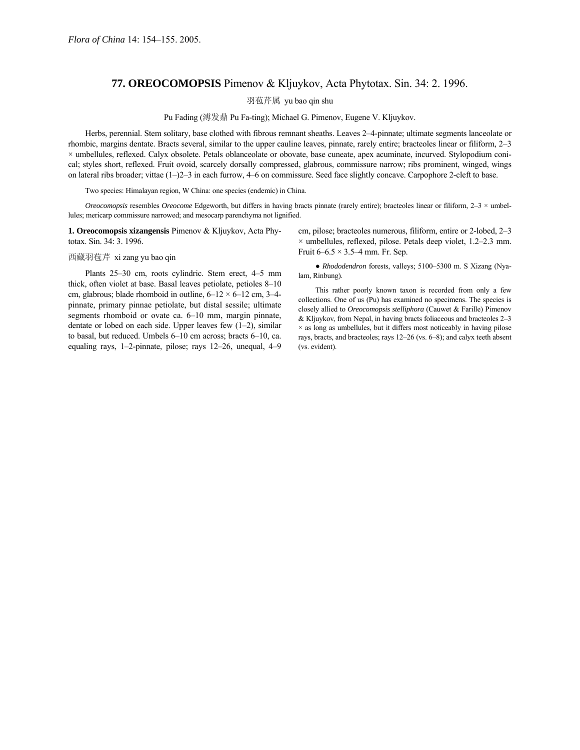*Flora of China* 14: 154–155. 2005.

# 77. OREOCOMOPSIS Pimenov & Kljuykov, Acta Phytotax. Sin. 34: 2. 1996.

羽苞芹属 yu bao qin shu

Pu Fading (溥发鼎 Pu Fa-ting); Michael G. Pimenov, Eugene V. Kljuykov.

Herbs, perennial. Stem solitary, base clothed with fibrous remnant sheaths. Leaves 2–4-pinnate; ultimate segments lanceolate or rhombic, margins dentate. Bracts several, similar to the upper cauline leaves, pinnate, rarely entire; bracteoles linear or filiform, 2–3 × umbellules, reflexed. Calyx obsolete. Petals oblanceolate or obovate, base cuneate, apex acuminate, incurved. Stylopodium conical; styles short, reflexed. Fruit ovoid, scarcely dorsally compressed, glabrous, commissure narrow; ribs prominent, winged, wings on lateral ribs broader; vittae (1–)2–3 in each furrow, 4–6 on commissure. Seed face slightly concave. Carpophore 2-cleft to base.

Two species: Himalayan region, W China: one species (endemic) in China.

*Oreocomopsis* resembles *Oreocome* Edgeworth, but differs in having bracts pinnate (rarely entire); bracteoles linear or filiform, 2–3 × umbellules; mericarp commissure narrowed; and mesocarp parenchyma not lignified.

**1. Oreocomopsis xizangensis** Pimenov & Kljuykov, Acta Phytotax. Sin. 34: 3. 1996.

西藏羽苞芹 xi zang yu bao qin

Plants 25–30 cm, roots cylindric. Stem erect, 4–5 mm thick, often violet at base. Basal leaves petiolate, petioles 8–10 cm, glabrous; blade rhomboid in outline, 6–12 × 6–12 cm, 3–4-pinnate, primary pinnae petiolate, but distal sessile; ultimate segments rhomboid or ovate ca. 6–10 mm, margin pinnate, dentate or lobed on each side. Upper leaves few (1–2), similar to basal, but reduced. Umbels 6–10 cm across; bracts 6–10, ca. equaling rays, 1–2-pinnate, pilose; rays 12–26, unequal, 4–9 cm, pilose; bracteoles numerous, filiform, entire or 2-lobed, 2–3 × umbellules, reflexed, pilose. Petals deep violet, 1.2–2.3 mm. Fruit 6–6.5 × 3.5–4 mm. Fr. Sep.

● *Rhododendron* forests, valleys; 5100–5300 m. S Xizang (Nyalam, Rinbung).

This rather poorly known taxon is recorded from only a few collections. One of us (Pu) has examined no specimens. The species is closely allied to *Oreocomopsis stelliphora* (Cauwet & Farille) Pimenov & Kljuykov, from Nepal, in having bracts foliaceous and bracteoles 2–3 × as long as umbellules, but it differs most noticeably in having pilose rays, bracts, and bracteoles; rays 12–26 (vs. 6–8); and calyx teeth absent (vs. evident).